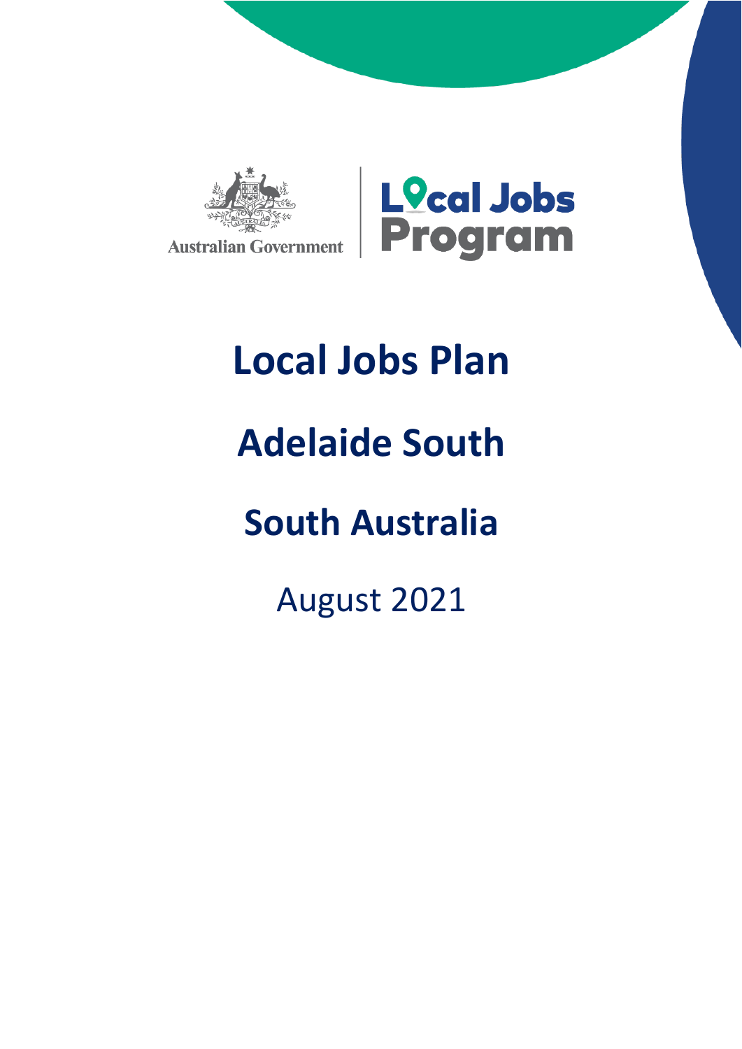Australian Government

Local Jobs Program

# Local Jobs Plan

# Adelaide South

# South Australia

August 2021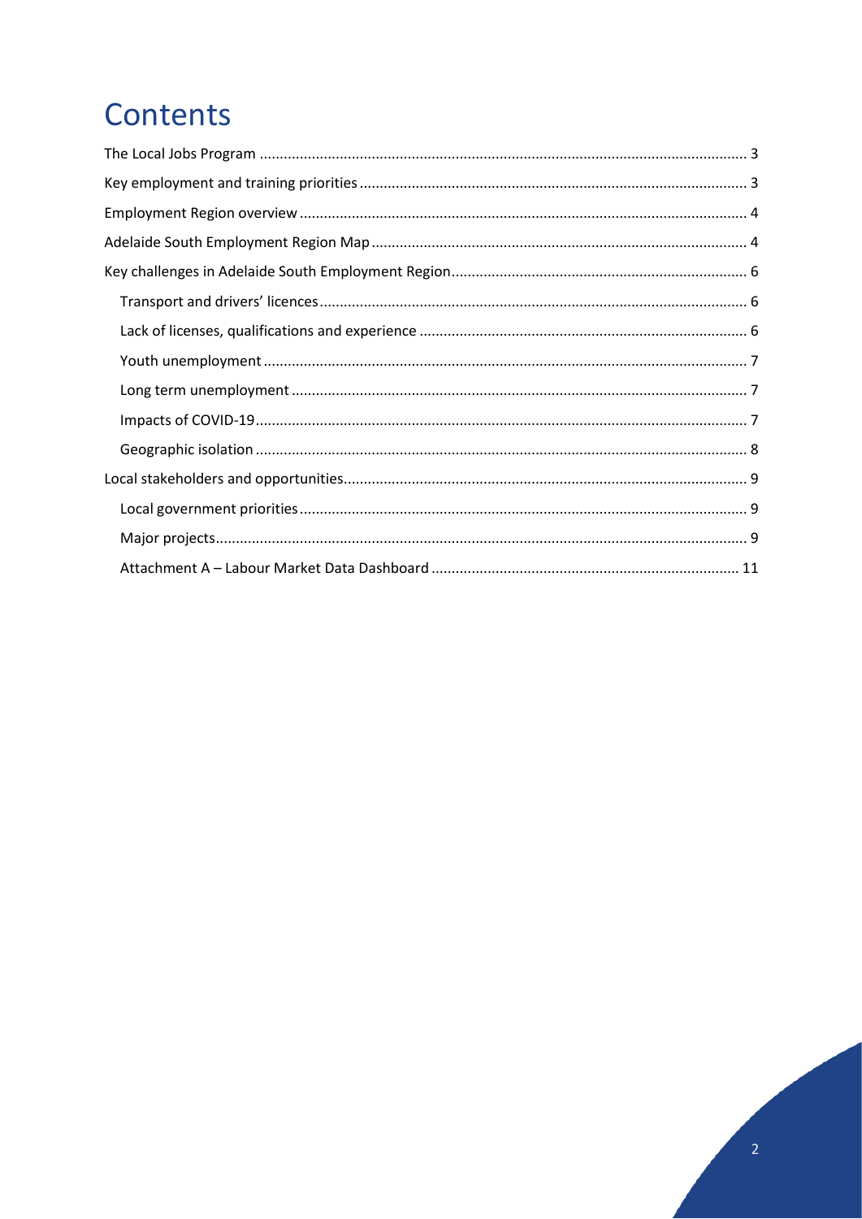# Contents

- The Local Jobs Program ........................................ 3
- Key employment and training priorities ........................................ 3
- Employment Region overview ........................................ 4
- Adelaide South Employment Region Map ........................................ 4
- Key challenges in Adelaide South Employment Region ........................................ 6
  - Transport and drivers' licences ........................................ 6
  - Lack of licenses, qualifications and experience ........................................ 6
  - Youth unemployment ........................................ 7
  - Long term unemployment ........................................ 7
  - Impacts of COVID-19 ........................................ 7
  - Geographic isolation ........................................ 8
- Local stakeholders and opportunities ........................................ 9
  - Local government priorities ........................................ 9
  - Major projects ........................................ 9
  - Attachment A – Labour Market Data Dashboard ........................................ 11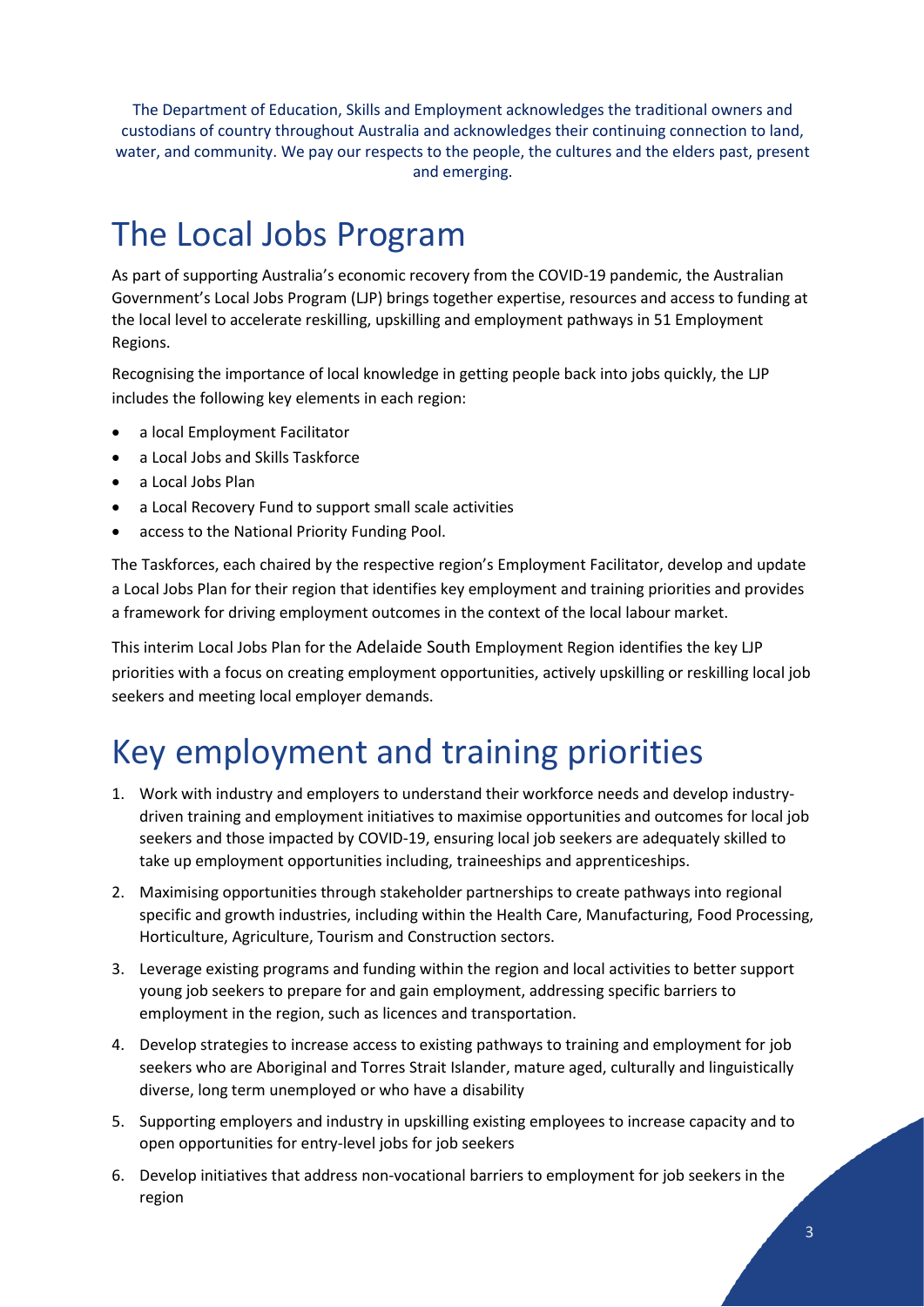The Department of Education, Skills and Employment acknowledges the traditional owners and custodians of country throughout Australia and acknowledges their continuing connection to land, water, and community. We pay our respects to the people, the cultures and the elders past, present and emerging.

# The Local Jobs Program

As part of supporting Australia's economic recovery from the COVID-19 pandemic, the Australian Government's Local Jobs Program (LJP) brings together expertise, resources and access to funding at the local level to accelerate reskilling, upskilling and employment pathways in 51 Employment Regions.

Recognising the importance of local knowledge in getting people back into jobs quickly, the LJP includes the following key elements in each region:

- a local Employment Facilitator
- a Local Jobs and Skills Taskforce
- a Local Jobs Plan
- a Local Recovery Fund to support small scale activities
- access to the National Priority Funding Pool.

The Taskforces, each chaired by the respective region's Employment Facilitator, develop and update a Local Jobs Plan for their region that identifies key employment and training priorities and provides a framework for driving employment outcomes in the context of the local labour market.

This interim Local Jobs Plan for the Adelaide South Employment Region identifies the key LJP priorities with a focus on creating employment opportunities, actively upskilling or reskilling local job seekers and meeting local employer demands.

# Key employment and training priorities

1. Work with industry and employers to understand their workforce needs and develop industry-driven training and employment initiatives to maximise opportunities and outcomes for local job seekers and those impacted by COVID-19, ensuring local job seekers are adequately skilled to take up employment opportunities including, traineeships and apprenticeships.
2. Maximising opportunities through stakeholder partnerships to create pathways into regional specific and growth industries, including within the Health Care, Manufacturing, Food Processing, Horticulture, Agriculture, Tourism and Construction sectors.
3. Leverage existing programs and funding within the region and local activities to better support young job seekers to prepare for and gain employment, addressing specific barriers to employment in the region, such as licences and transportation.
4. Develop strategies to increase access to existing pathways to training and employment for job seekers who are Aboriginal and Torres Strait Islander, mature aged, culturally and linguistically diverse, long term unemployed or who have a disability
5. Supporting employers and industry in upskilling existing employees to increase capacity and to open opportunities for entry-level jobs for job seekers
6. Develop initiatives that address non-vocational barriers to employment for job seekers in the region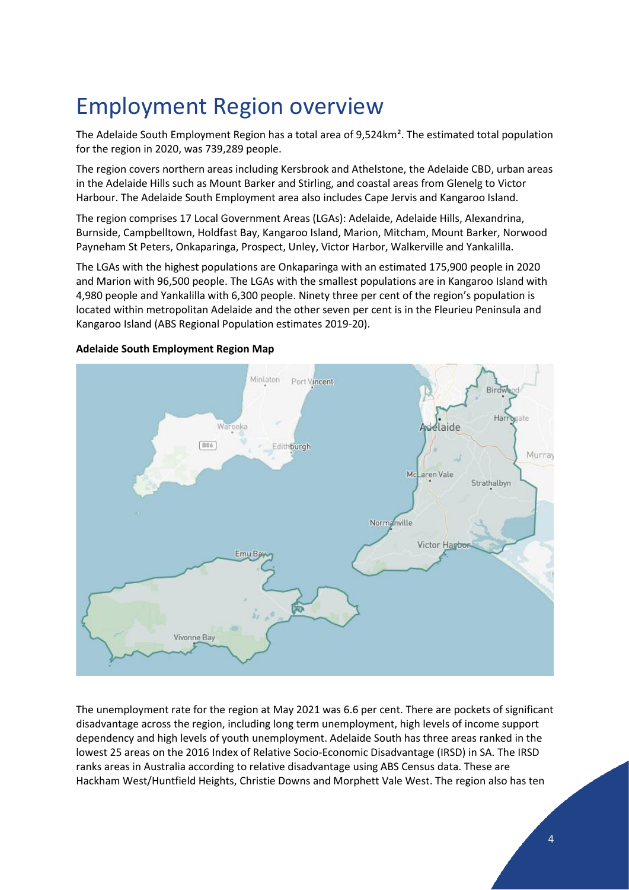# Employment Region overview

The Adelaide South Employment Region has a total area of 9,524km². The estimated total population for the region in 2020, was 739,289 people.

The region covers northern areas including Kersbrook and Athelstone, the Adelaide CBD, urban areas in the Adelaide Hills such as Mount Barker and Stirling, and coastal areas from Glenelg to Victor Harbour. The Adelaide South Employment area also includes Cape Jervis and Kangaroo Island.

The region comprises 17 Local Government Areas (LGAs): Adelaide, Adelaide Hills, Alexandrina, Burnside, Campbelltown, Holdfast Bay, Kangaroo Island, Marion, Mitcham, Mount Barker, Norwood Payneham St Peters, Onkaparinga, Prospect, Unley, Victor Harbor, Walkerville and Yankalilla.

The LGAs with the highest populations are Onkaparinga with an estimated 175,900 people in 2020 and Marion with 96,500 people. The LGAs with the smallest populations are in Kangaroo Island with 4,980 people and Yankalilla with 6,300 people. Ninety three per cent of the region's population is located within metropolitan Adelaide and the other seven per cent is in the Fleurieu Peninsula and Kangaroo Island (ABS Regional Population estimates 2019-20).

**Adelaide South Employment Region Map**

The unemployment rate for the region at May 2021 was 6.6 per cent. There are pockets of significant disadvantage across the region, including long term unemployment, high levels of income support dependency and high levels of youth unemployment. Adelaide South has three areas ranked in the lowest 25 areas on the 2016 Index of Relative Socio-Economic Disadvantage (IRSD) in SA. The IRSD ranks areas in Australia according to relative disadvantage using ABS Census data. These are Hackham West/Huntfield Heights, Christie Downs and Morphett Vale West. The region also has ten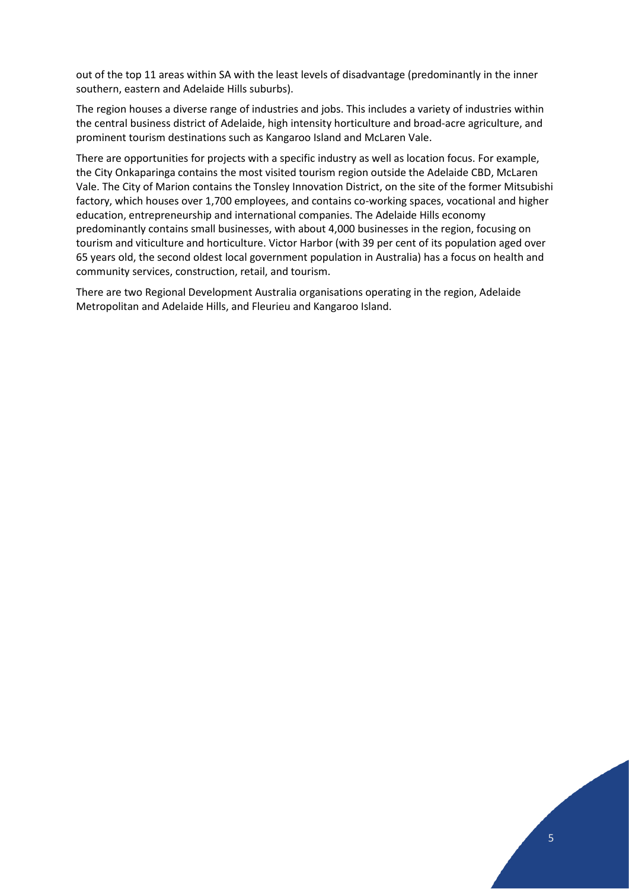out of the top 11 areas within SA with the least levels of disadvantage (predominantly in the inner southern, eastern and Adelaide Hills suburbs).

The region houses a diverse range of industries and jobs. This includes a variety of industries within the central business district of Adelaide, high intensity horticulture and broad-acre agriculture, and prominent tourism destinations such as Kangaroo Island and McLaren Vale.

There are opportunities for projects with a specific industry as well as location focus. For example, the City Onkaparinga contains the most visited tourism region outside the Adelaide CBD, McLaren Vale. The City of Marion contains the Tonsley Innovation District, on the site of the former Mitsubishi factory, which houses over 1,700 employees, and contains co-working spaces, vocational and higher education, entrepreneurship and international companies. The Adelaide Hills economy predominantly contains small businesses, with about 4,000 businesses in the region, focusing on tourism and viticulture and horticulture. Victor Harbor (with 39 per cent of its population aged over 65 years old, the second oldest local government population in Australia) has a focus on health and community services, construction, retail, and tourism.

There are two Regional Development Australia organisations operating in the region, Adelaide Metropolitan and Adelaide Hills, and Fleurieu and Kangaroo Island.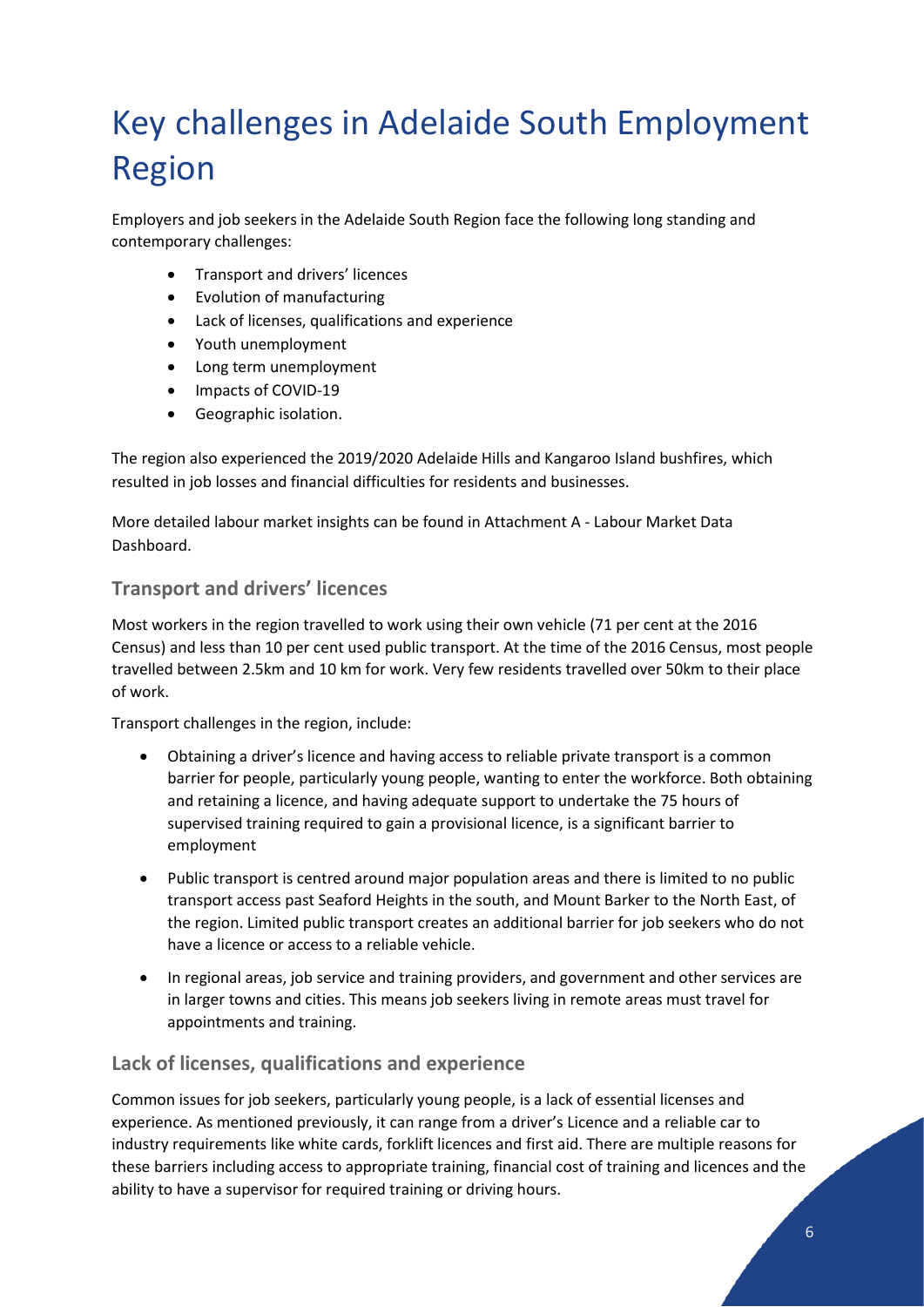# Key challenges in Adelaide South Employment Region

Employers and job seekers in the Adelaide South Region face the following long standing and contemporary challenges:

- Transport and drivers' licences
- Evolution of manufacturing
- Lack of licenses, qualifications and experience
- Youth unemployment
- Long term unemployment
- Impacts of COVID-19
- Geographic isolation.

The region also experienced the 2019/2020 Adelaide Hills and Kangaroo Island bushfires, which resulted in job losses and financial difficulties for residents and businesses.

More detailed labour market insights can be found in Attachment A - Labour Market Data Dashboard.

## Transport and drivers' licences

Most workers in the region travelled to work using their own vehicle (71 per cent at the 2016 Census) and less than 10 per cent used public transport. At the time of the 2016 Census, most people travelled between 2.5km and 10 km for work. Very few residents travelled over 50km to their place of work.

Transport challenges in the region, include:

- Obtaining a driver's licence and having access to reliable private transport is a common barrier for people, particularly young people, wanting to enter the workforce. Both obtaining and retaining a licence, and having adequate support to undertake the 75 hours of supervised training required to gain a provisional licence, is a significant barrier to employment
- Public transport is centred around major population areas and there is limited to no public transport access past Seaford Heights in the south, and Mount Barker to the North East, of the region. Limited public transport creates an additional barrier for job seekers who do not have a licence or access to a reliable vehicle.
- In regional areas, job service and training providers, and government and other services are in larger towns and cities. This means job seekers living in remote areas must travel for appointments and training.

## Lack of licenses, qualifications and experience

Common issues for job seekers, particularly young people, is a lack of essential licenses and experience. As mentioned previously, it can range from a driver's Licence and a reliable car to industry requirements like white cards, forklift licences and first aid. There are multiple reasons for these barriers including access to appropriate training, financial cost of training and licences and the ability to have a supervisor for required training or driving hours.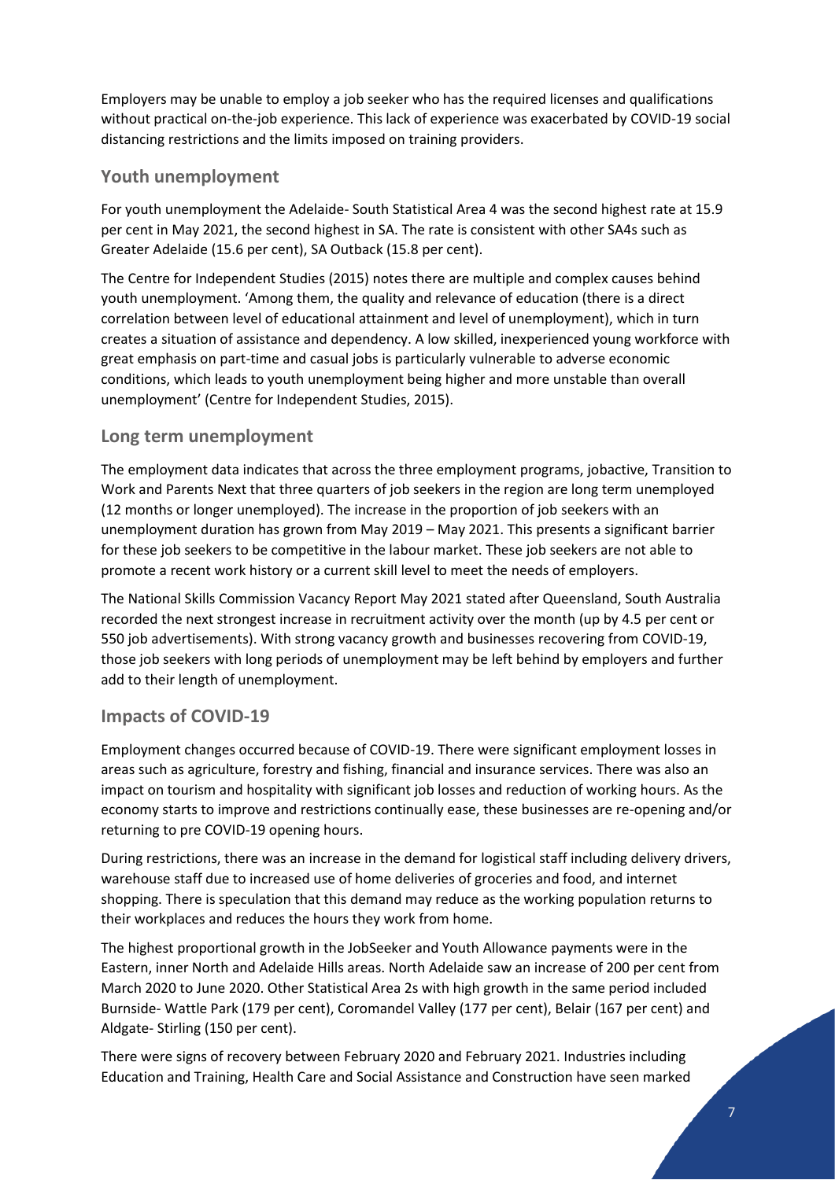Employers may be unable to employ a job seeker who has the required licenses and qualifications without practical on-the-job experience. This lack of experience was exacerbated by COVID-19 social distancing restrictions and the limits imposed on training providers.

## Youth unemployment

For youth unemployment the Adelaide- South Statistical Area 4 was the second highest rate at 15.9 per cent in May 2021, the second highest in SA. The rate is consistent with other SA4s such as Greater Adelaide (15.6 per cent), SA Outback (15.8 per cent).

The Centre for Independent Studies (2015) notes there are multiple and complex causes behind youth unemployment. 'Among them, the quality and relevance of education (there is a direct correlation between level of educational attainment and level of unemployment), which in turn creates a situation of assistance and dependency. A low skilled, inexperienced young workforce with great emphasis on part-time and casual jobs is particularly vulnerable to adverse economic conditions, which leads to youth unemployment being higher and more unstable than overall unemployment' (Centre for Independent Studies, 2015).

## Long term unemployment

The employment data indicates that across the three employment programs, jobactive, Transition to Work and Parents Next that three quarters of job seekers in the region are long term unemployed (12 months or longer unemployed). The increase in the proportion of job seekers with an unemployment duration has grown from May 2019 – May 2021. This presents a significant barrier for these job seekers to be competitive in the labour market. These job seekers are not able to promote a recent work history or a current skill level to meet the needs of employers.

The National Skills Commission Vacancy Report May 2021 stated after Queensland, South Australia recorded the next strongest increase in recruitment activity over the month (up by 4.5 per cent or 550 job advertisements). With strong vacancy growth and businesses recovering from COVID-19, those job seekers with long periods of unemployment may be left behind by employers and further add to their length of unemployment.

## Impacts of COVID-19

Employment changes occurred because of COVID-19. There were significant employment losses in areas such as agriculture, forestry and fishing, financial and insurance services. There was also an impact on tourism and hospitality with significant job losses and reduction of working hours. As the economy starts to improve and restrictions continually ease, these businesses are re-opening and/or returning to pre COVID-19 opening hours.

During restrictions, there was an increase in the demand for logistical staff including delivery drivers, warehouse staff due to increased use of home deliveries of groceries and food, and internet shopping. There is speculation that this demand may reduce as the working population returns to their workplaces and reduces the hours they work from home.

The highest proportional growth in the JobSeeker and Youth Allowance payments were in the Eastern, inner North and Adelaide Hills areas. North Adelaide saw an increase of 200 per cent from March 2020 to June 2020. Other Statistical Area 2s with high growth in the same period included Burnside- Wattle Park (179 per cent), Coromandel Valley (177 per cent), Belair (167 per cent) and Aldgate- Stirling (150 per cent).

There were signs of recovery between February 2020 and February 2021. Industries including Education and Training, Health Care and Social Assistance and Construction have seen marked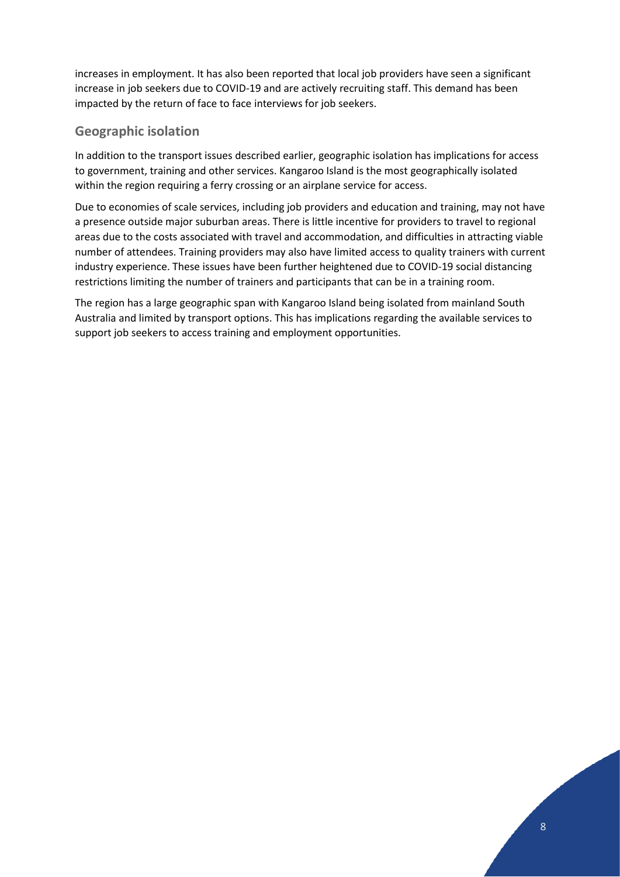increases in employment. It has also been reported that local job providers have seen a significant increase in job seekers due to COVID-19 and are actively recruiting staff. This demand has been impacted by the return of face to face interviews for job seekers.

## Geographic isolation

In addition to the transport issues described earlier, geographic isolation has implications for access to government, training and other services. Kangaroo Island is the most geographically isolated within the region requiring a ferry crossing or an airplane service for access.

Due to economies of scale services, including job providers and education and training, may not have a presence outside major suburban areas. There is little incentive for providers to travel to regional areas due to the costs associated with travel and accommodation, and difficulties in attracting viable number of attendees. Training providers may also have limited access to quality trainers with current industry experience. These issues have been further heightened due to COVID-19 social distancing restrictions limiting the number of trainers and participants that can be in a training room.

The region has a large geographic span with Kangaroo Island being isolated from mainland South Australia and limited by transport options. This has implications regarding the available services to support job seekers to access training and employment opportunities.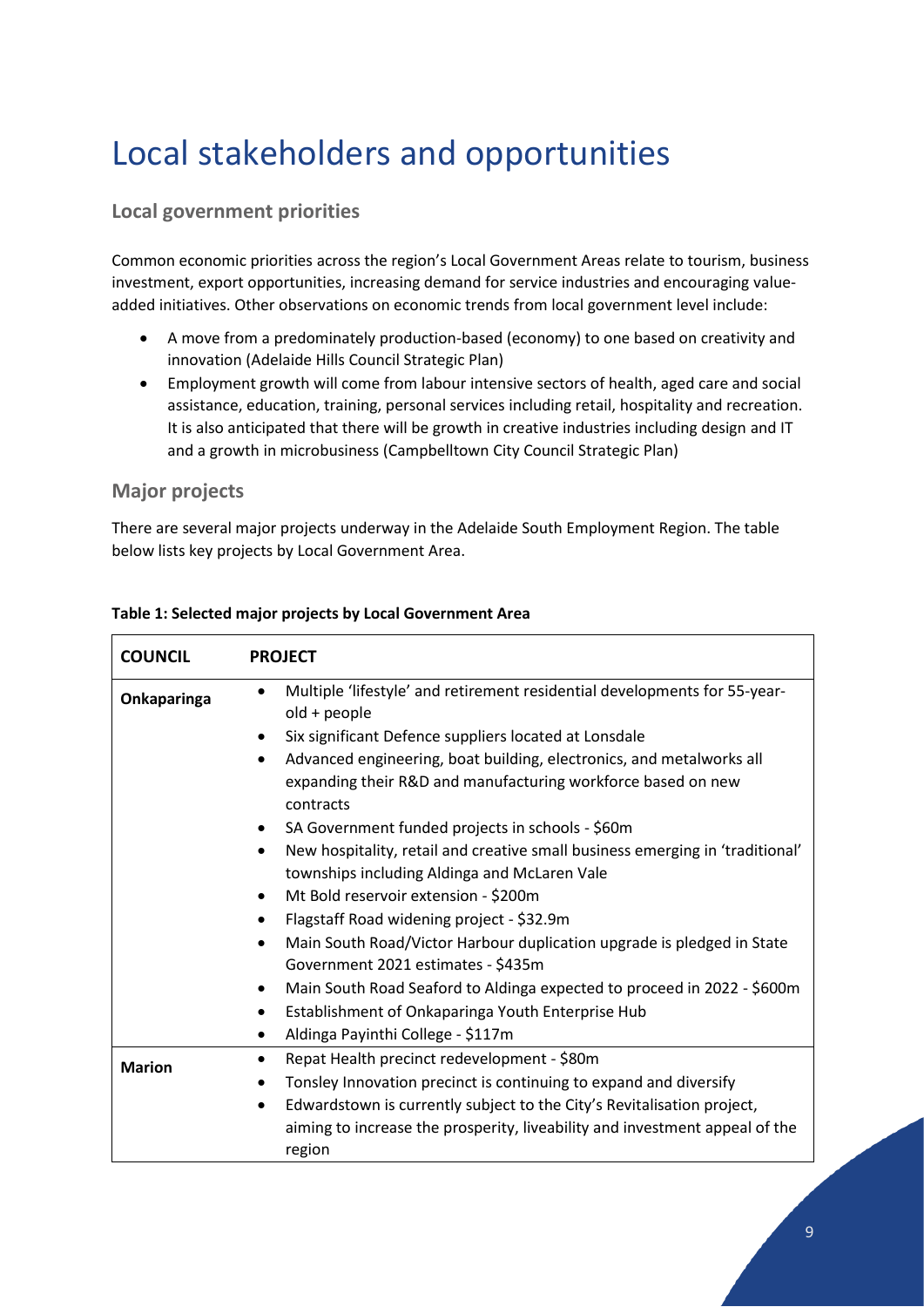# Local stakeholders and opportunities

## Local government priorities

Common economic priorities across the region's Local Government Areas relate to tourism, business investment, export opportunities, increasing demand for service industries and encouraging value-added initiatives. Other observations on economic trends from local government level include:

- A move from a predominately production-based (economy) to one based on creativity and innovation (Adelaide Hills Council Strategic Plan)
- Employment growth will come from labour intensive sectors of health, aged care and social assistance, education, training, personal services including retail, hospitality and recreation. It is also anticipated that there will be growth in creative industries including design and IT and a growth in microbusiness (Campbelltown City Council Strategic Plan)

## Major projects

There are several major projects underway in the Adelaide South Employment Region. The table below lists key projects by Local Government Area.

**Table 1: Selected major projects by Local Government Area**

| COUNCIL | PROJECT |
|---|---|
| **Onkaparinga** | • Multiple 'lifestyle' and retirement residential developments for 55-year-old + people<br>• Six significant Defence suppliers located at Lonsdale<br>• Advanced engineering, boat building, electronics, and metalworks all expanding their R&D and manufacturing workforce based on new contracts<br>• SA Government funded projects in schools - $60m<br>• New hospitality, retail and creative small business emerging in 'traditional' townships including Aldinga and McLaren Vale<br>• Mt Bold reservoir extension - $200m<br>• Flagstaff Road widening project - $32.9m<br>• Main South Road/Victor Harbour duplication upgrade is pledged in State Government 2021 estimates - $435m<br>• Main South Road Seaford to Aldinga expected to proceed in 2022 - $600m<br>• Establishment of Onkaparinga Youth Enterprise Hub<br>• Aldinga Payinthi College - $117m |
| **Marion** | • Repat Health precinct redevelopment - $80m<br>• Tonsley Innovation precinct is continuing to expand and diversify<br>• Edwardstown is currently subject to the City's Revitalisation project, aiming to increase the prosperity, liveability and investment appeal of the region |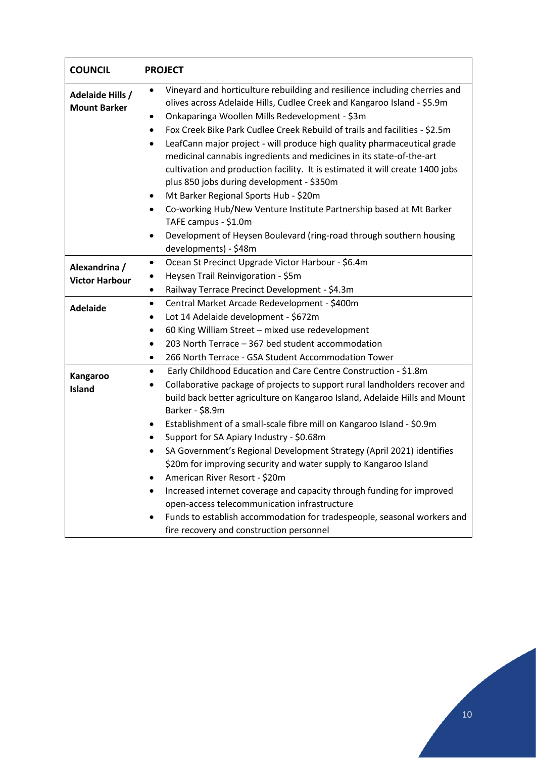| COUNCIL | PROJECT |
| --- | --- |
| **Adelaide Hills / Mount Barker** | • Vineyard and horticulture rebuilding and resilience including cherries and olives across Adelaide Hills, Cudlee Creek and Kangaroo Island - $5.9m<br>• Onkaparinga Woollen Mills Redevelopment - $3m<br>• Fox Creek Bike Park Cudlee Creek Rebuild of trails and facilities - $2.5m<br>• LeafCann major project - will produce high quality pharmaceutical grade medicinal cannabis ingredients and medicines in its state-of-the-art cultivation and production facility. It is estimated it will create 1400 jobs plus 850 jobs during development - $350m<br>• Mt Barker Regional Sports Hub - $20m<br>• Co-working Hub/New Venture Institute Partnership based at Mt Barker TAFE campus - $1.0m<br>• Development of Heysen Boulevard (ring-road through southern housing developments) - $48m |
| **Alexandrina / Victor Harbour** | • Ocean St Precinct Upgrade Victor Harbour - $6.4m<br>• Heysen Trail Reinvigoration - $5m<br>• Railway Terrace Precinct Development - $4.3m |
| **Adelaide** | • Central Market Arcade Redevelopment - $400m<br>• Lot 14 Adelaide development - $672m<br>• 60 King William Street – mixed use redevelopment<br>• 203 North Terrace – 367 bed student accommodation<br>• 266 North Terrace - GSA Student Accommodation Tower |
| **Kangaroo Island** | • Early Childhood Education and Care Centre Construction - $1.8m<br>• Collaborative package of projects to support rural landholders recover and build back better agriculture on Kangaroo Island, Adelaide Hills and Mount Barker - $8.9m<br>• Establishment of a small-scale fibre mill on Kangaroo Island - $0.9m<br>• Support for SA Apiary Industry - $0.68m<br>• SA Government's Regional Development Strategy (April 2021) identifies $20m for improving security and water supply to Kangaroo Island<br>• American River Resort - $20m<br>• Increased internet coverage and capacity through funding for improved open-access telecommunication infrastructure<br>• Funds to establish accommodation for tradespeople, seasonal workers and fire recovery and construction personnel |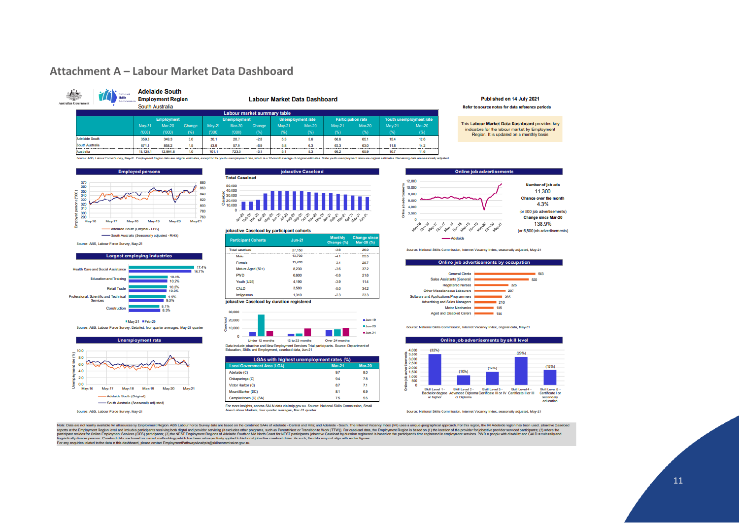# Attachment A – Labour Market Data Dashboard

Australian Government | National Skills Commission

**Adelaide South**
**Employment Region**
South Australia

## Labour Market Data Dashboard

**Published on 14 July 2021**

**Refer to source notes for data reference periods**

This **Labour Market Data Dashboard** provides key indicators for the labour market by Employment Region. It is updated on a monthly basis

### Labour market summary table

| | Employment | | | Unemployment | | | Unemployment rate | | Participation rate | | Youth unemployment rate | |
|---|---|---|---|---|---|---|---|---|---|---|---|---|
| | May-21 ('000) | Mar-20 ('000) | Change (%) | May-21 ('000) | Mar-20 ('000) | Change (%) | May-21 (%) | Mar-20 (%) | May-21 (%) | Mar-20 (%) | May-21 (%) | Mar-20 (%) |
| Adelaide South | 359.8 | 349.3 | 3.0 | 20.1 | 20.7 | -2.8 | 5.3 | 5.6 | 66.6 | 65.1 | 15.4 | 12.6 |
| South Australia | 871.1 | 858.2 | 1.5 | 53.9 | 57.9 | -6.9 | 5.8 | 6.3 | 63.3 | 63.0 | 11.8 | 14.2 |
| Australia | 13,125.1 | 12,994.8 | 1.0 | 701.1 | 723.5 | -3.1 | 5.1 | 5.3 | 66.2 | 65.9 | 10.7 | 11.6 |

Source: ABS, Labour Force Survey, May-21. Employment Region data are original estimates, except for the youth unemployment rate, which is a 12-month average of original estimates. State youth unemployment rates are original estimates. Remaining data are seasonally adjusted.

### Employed persons

Employed persons ('000)
Adelaide South (Original - LHS)
South Australia (Seasonally adjusted - RHS)

Source: ABS, Labour Force Survey, May-21

### Largest employing industries

Health Care and Social Assistance 17.4% 16.7%
Education and Training 10.3% 10.2%
Retail Trade 10.2% 10.0%
Professional, Scientific and Technical Services 9.9% 9.3%
Construction 8.1% 8.3%

May-21 Feb-20

Source: ABS, Labour Force Survey, Detailed, four quarter averages, May-21 quarter

### Unemployment rate

Unemployment rate (%)
Adelaide South (Original)
South Australia (Seasonally adjusted)

Source: ABS, Labour Force Survey, May-21

### jobactive Caseload

Total Caseload

jobactive Caseload by participant cohorts

| Participant Cohorts | Jun-21 | Monthly Change (%) | Change since Mar-20 (%) |
|---|---|---|---|
| Total caseload | 27,150 | -3.6 | 26.0 |
| Male | 13,730 | -4.1 | 23.5 |
| Female | 13,420 | -3.1 | 28.7 |
| Mature Aged (50+) | 8,230 | -3.6 | 37.2 |
| PWD | 6,600 | -0.6 | 21.6 |
| Youth (U25) | 4,190 | -3.9 | 11.4 |
| CALD | 3,580 | -5.0 | 34.2 |
| Indigenous | 1,310 | -2.3 | 23.3 |

jobactive Caseload by duration registered

Under 12 months | 12 to 23 months | Over 24 months
Jun-19 | Jun-20 | Jun-21

Data include jobactive and New Employment Services Trial participants. Source: Department of Education, Skills and Employment, caseload data, Jun-21

### LGAs with highest unemployment rates (%)

| Local Government Area (LGA) | Mar-21 | Mar-20 |
|---|---|---|
| Adelaide (C) | 9.7 | 8.0 |
| Onkaparinga (C) | 9.4 | 7.8 |
| Victor Harbor (C) | 8.7 | 7.1 |
| Mount Barker (DC) | 8.1 | 6.9 |
| Campbelltown (C) (SA) | 7.5 | 5.6 |

For more insights, access SALM data via lmip.gov.au. Source: National Skills Commission, Small Area Labour Markets, four quarter averages, Mar-21 quarter

### Online job advertisements

Online job advertisements
Adelaide

Number of job ads
**11,300**
Change over the month
**4.3%**
(or 500 job advertisements)
Change since Mar-20
**138.9%**
(or 6,500 job advertisements)

Source: National Skills Commission, Internet Vacancy Index, seasonally adjusted, May-21

### Online job advertisements by occupation

General Clerks 583
Sales Assistants (General) 520
Registered Nurses 326
Other Miscellaneous Labourers 297
Software and Applications Programmers 265
Advertising and Sales Managers 210
Motor Mechanics 185
Aged and Disabled Carers 184

Source: National Skills Commission, Internet Vacancy Index, original data, May-21

### Online job advertisements by skill level

Skill Level 1 - Bachelor degree or higher (32%)
Skill Level 2 - Advanced Diploma or Diploma (10%)
Skill Level 3 - Certificate III or IV (14%)
Skill Level 4 - Certificate II or III (29%)
Skill Level 5 - Certificate I or secondary education (15%)

Source: National Skills Commission, Internet Vacancy Index, seasonally adjusted, May-21

Note: Data are not readily available for all sources by Employment Region. ABS Labour Force Survey data are based on the combined SA4s of Adelaide - Central and Hills, and Adelaide - South. The Internet Vacancy Index (IVI) uses a unique geographical approach. For this region, the IVI Adelaide region has been used. jobactive Caseload reports at the Employment Region level and includes participants receiving both digital and provider servicing (it excludes other programs, such as ParentsNext or Transition to Work (TTW)). For caseload data, the Employment Region is based on (1) the location of the provider for jobactive provider serviced participants; (2) where the participant resides for Online Employment Services (OES) participants; (3) the NEST Employment Regions of Adelaide South or Mid North Coast for NEST participants. jobactive Caseload by duration registered is based on the participant's time registered in employment services. PWD = people with disability and CALD = culturally and linguistically diverse persons. Caseload data are based on current methodology which has been retrospectively applied to historical jobactive caseload dates. As such, the data may not align with earlier figures.
For any enquiries related to the data in this dashboard, please contact EmploymentPathwaysAnalysis@skillscommission.gov.au.